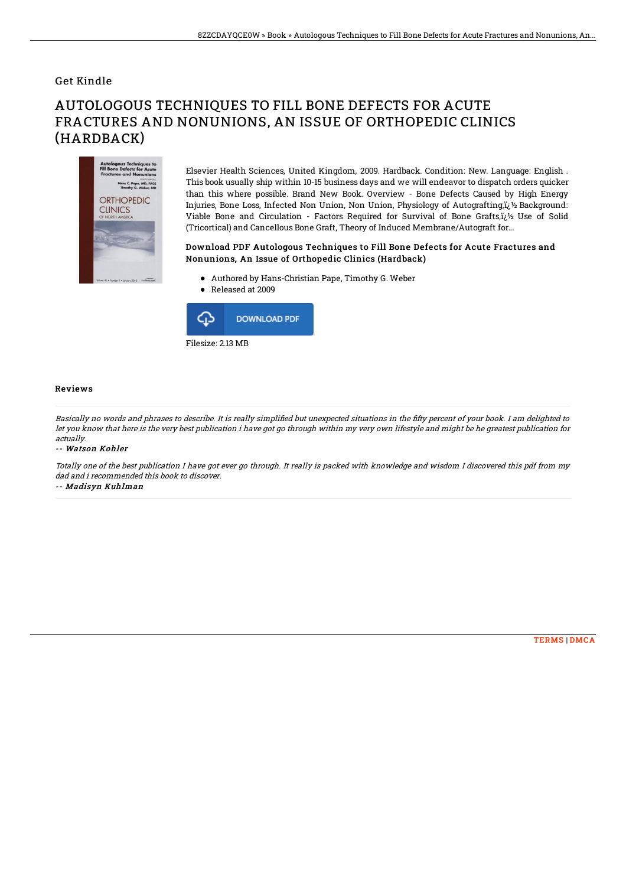Get Kindle

# AUTOLOGOUS TECHNIQUES TO FILL BONE DEFECTS FOR ACUTE FRACTURES AND NONUNIONS, AN ISSUE OF ORTHOPEDIC CLINICS (HARDBACK)

Elsevier Health Sciences, United Kingdom, 2009. Hardback. Condition: New. Language: English . This book usually ship within 10-15 business days and we will endeavor to dispatch orders quicker than this where possible. Brand New Book. Overview - Bone Defects Caused by High Energy Injuries, Bone Loss, Infected Non Union, Non Union, Physiology of Autografting,ï¿½ Background: Viable Bone and Circulation - Factors Required for Survival of Bone Grafts,ï¿½ Use of Solid (Tricortical) and Cancellous Bone Graft, Theory of Induced Membrane/Autograft for...

### Download PDF Autologous Techniques to Fill Bone Defects for Acute Fractures and Nonunions, An Issue of Orthopedic Clinics (Hardback)

- Authored by Hans-Christian Pape, Timothy G. Weber
- Released at 2009

DOWNLOAD PDF

Filesize: 2.13 MB

## Reviews

*Basically no words and phrases to describe. It is really simplified but unexpected situations in the fifty percent of your book. I am delighted to let you know that here is the very best publication i have got go through within my very own lifestyle and might be he greatest publication for actually.*

-- ***Watson Kohler***

*Totally one of the best publication I have got ever go through. It really is packed with knowledge and wisdom I discovered this pdf from my dad and i recommended this book to discover.*

-- ***Madisyn Kuhlman***

TERMS | DMCA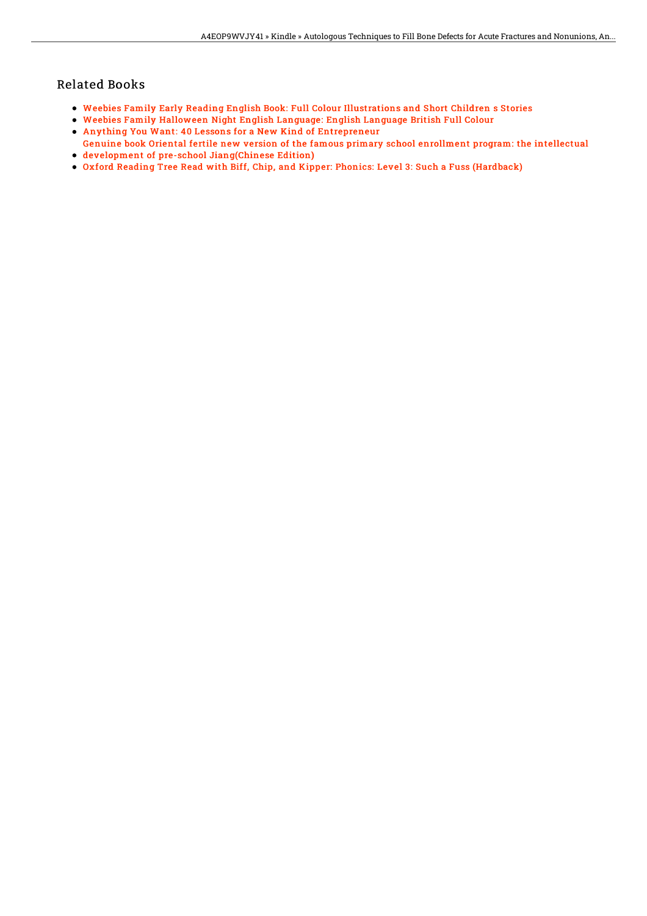## Related Books

- Weebies Family Early Reading English Book: Full Colour Illustrations and Short Children s Stories
- Weebies Family Halloween Night English Language: English Language British Full Colour
- Anything You Want: 40 Lessons for a New Kind of Entrepreneur
- Genuine book Oriental fertile new version of the famous primary school enrollment program: the intellectual development of pre-school Jiang(Chinese Edition)
- Oxford Reading Tree Read with Biff, Chip, and Kipper: Phonics: Level 3: Such a Fuss (Hardback)